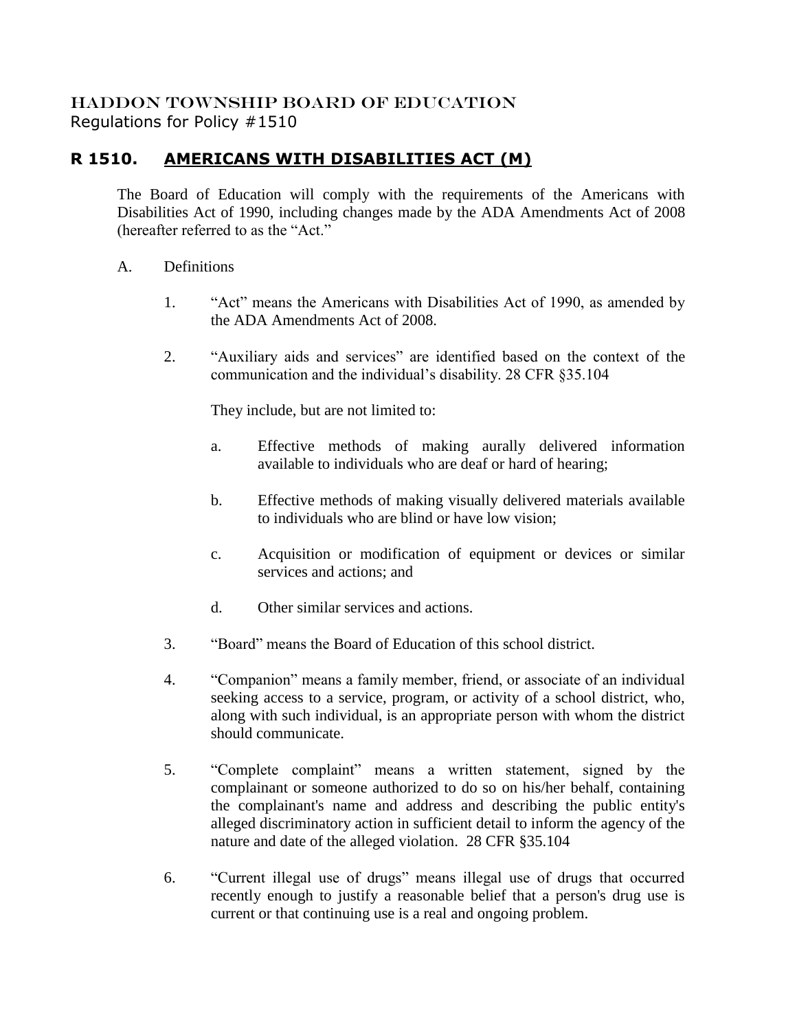# HADDON TOWNSHIP BOARD OF EDUCATION

Regulations for Policy #1510

## R 1510. AMERICANS WITH DISABILITIES ACT (M)

The Board of Education will comply with the requirements of the Americans with Disabilities Act of 1990, including changes made by the ADA Amendments Act of 2008 (hereafter referred to as the "Act."

A. Definitions

1. "Act" means the Americans with Disabilities Act of 1990, as amended by the ADA Amendments Act of 2008.

2. "Auxiliary aids and services" are identified based on the context of the communication and the individual's disability. 28 CFR §35.104

   They include, but are not limited to:

   a. Effective methods of making aurally delivered information available to individuals who are deaf or hard of hearing;

   b. Effective methods of making visually delivered materials available to individuals who are blind or have low vision;

   c. Acquisition or modification of equipment or devices or similar services and actions; and

   d. Other similar services and actions.

3. "Board" means the Board of Education of this school district.

4. "Companion" means a family member, friend, or associate of an individual seeking access to a service, program, or activity of a school district, who, along with such individual, is an appropriate person with whom the district should communicate.

5. "Complete complaint" means a written statement, signed by the complainant or someone authorized to do so on his/her behalf, containing the complainant's name and address and describing the public entity's alleged discriminatory action in sufficient detail to inform the agency of the nature and date of the alleged violation. 28 CFR §35.104

6. "Current illegal use of drugs" means illegal use of drugs that occurred recently enough to justify a reasonable belief that a person's drug use is current or that continuing use is a real and ongoing problem.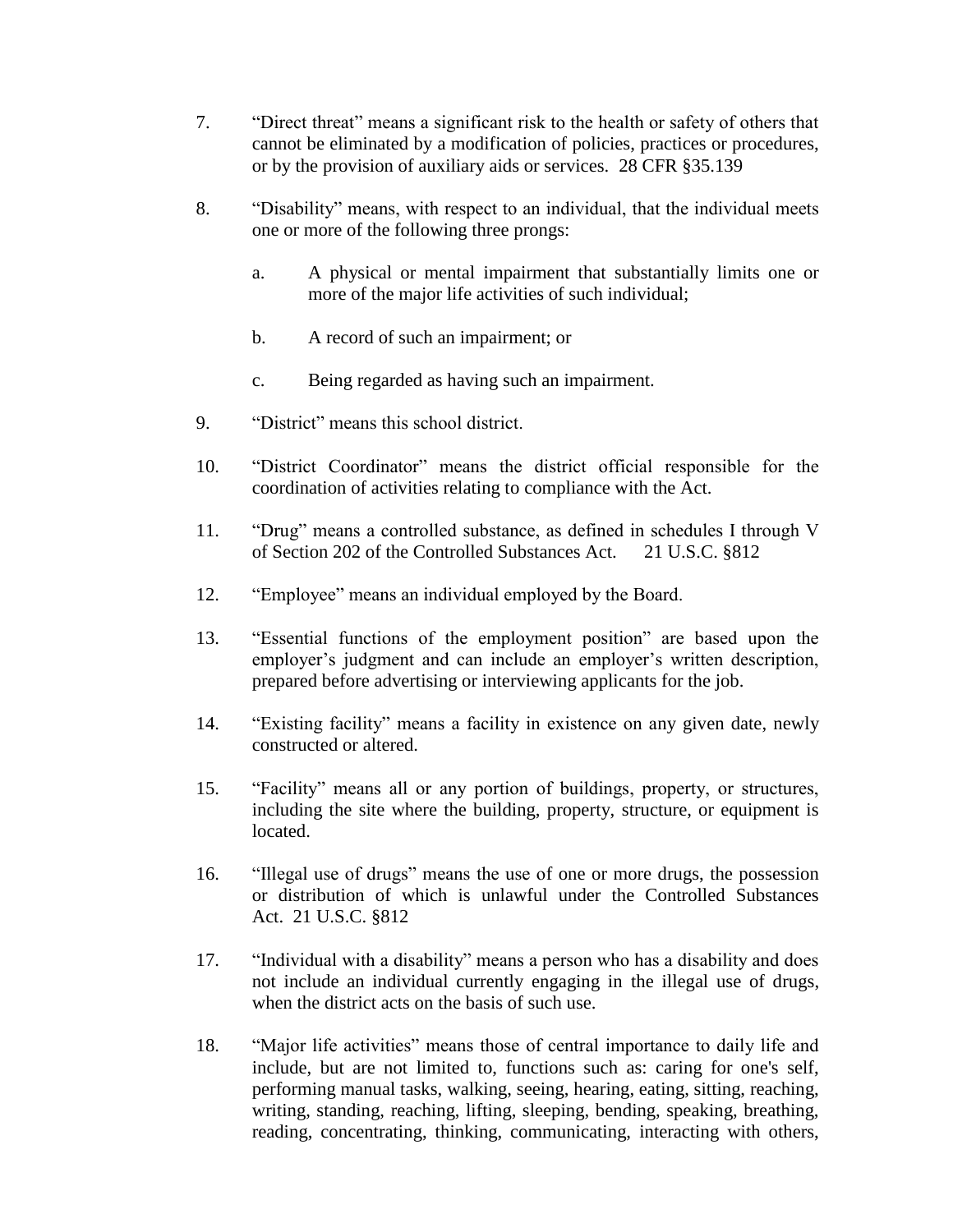7. "Direct threat" means a significant risk to the health or safety of others that cannot be eliminated by a modification of policies, practices or procedures, or by the provision of auxiliary aids or services. 28 CFR §35.139

8. "Disability" means, with respect to an individual, that the individual meets one or more of the following three prongs:

   a. A physical or mental impairment that substantially limits one or more of the major life activities of such individual;

   b. A record of such an impairment; or

   c. Being regarded as having such an impairment.

9. "District" means this school district.

10. "District Coordinator" means the district official responsible for the coordination of activities relating to compliance with the Act.

11. "Drug" means a controlled substance, as defined in schedules I through V of Section 202 of the Controlled Substances Act. 21 U.S.C. §812

12. "Employee" means an individual employed by the Board.

13. "Essential functions of the employment position" are based upon the employer's judgment and can include an employer's written description, prepared before advertising or interviewing applicants for the job.

14. "Existing facility" means a facility in existence on any given date, newly constructed or altered.

15. "Facility" means all or any portion of buildings, property, or structures, including the site where the building, property, structure, or equipment is located.

16. "Illegal use of drugs" means the use of one or more drugs, the possession or distribution of which is unlawful under the Controlled Substances Act. 21 U.S.C. §812

17. "Individual with a disability" means a person who has a disability and does not include an individual currently engaging in the illegal use of drugs, when the district acts on the basis of such use.

18. "Major life activities" means those of central importance to daily life and include, but are not limited to, functions such as: caring for one's self, performing manual tasks, walking, seeing, hearing, eating, sitting, reaching, writing, standing, reaching, lifting, sleeping, bending, speaking, breathing, reading, concentrating, thinking, communicating, interacting with others,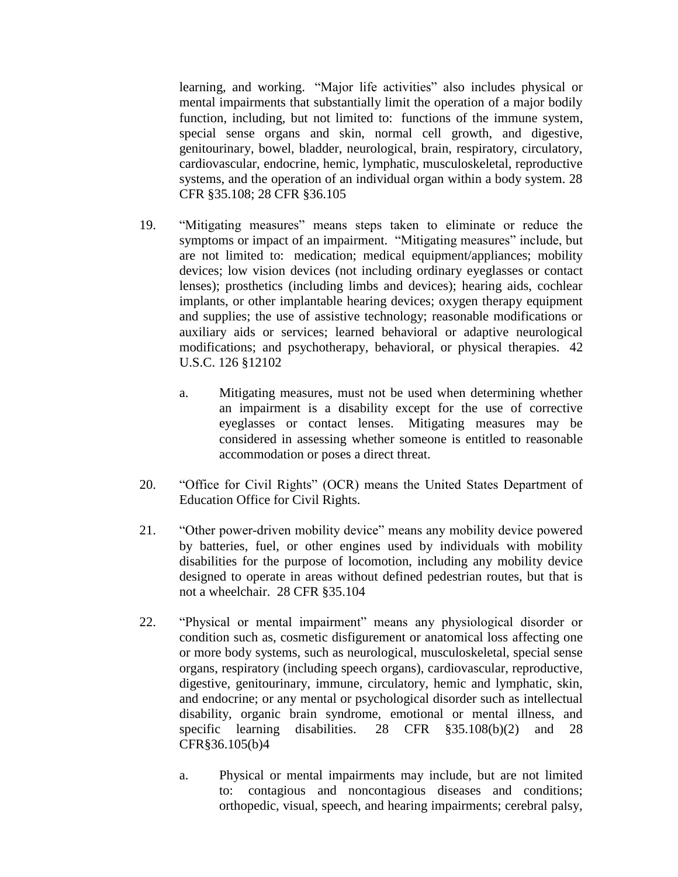learning, and working. "Major life activities" also includes physical or mental impairments that substantially limit the operation of a major bodily function, including, but not limited to: functions of the immune system, special sense organs and skin, normal cell growth, and digestive, genitourinary, bowel, bladder, neurological, brain, respiratory, circulatory, cardiovascular, endocrine, hemic, lymphatic, musculoskeletal, reproductive systems, and the operation of an individual organ within a body system. 28 CFR §35.108; 28 CFR §36.105

19. "Mitigating measures" means steps taken to eliminate or reduce the symptoms or impact of an impairment. "Mitigating measures" include, but are not limited to: medication; medical equipment/appliances; mobility devices; low vision devices (not including ordinary eyeglasses or contact lenses); prosthetics (including limbs and devices); hearing aids, cochlear implants, or other implantable hearing devices; oxygen therapy equipment and supplies; the use of assistive technology; reasonable modifications or auxiliary aids or services; learned behavioral or adaptive neurological modifications; and psychotherapy, behavioral, or physical therapies. 42 U.S.C. 126 §12102

    a. Mitigating measures, must not be used when determining whether an impairment is a disability except for the use of corrective eyeglasses or contact lenses. Mitigating measures may be considered in assessing whether someone is entitled to reasonable accommodation or poses a direct threat.

20. "Office for Civil Rights" (OCR) means the United States Department of Education Office for Civil Rights.

21. "Other power-driven mobility device" means any mobility device powered by batteries, fuel, or other engines used by individuals with mobility disabilities for the purpose of locomotion, including any mobility device designed to operate in areas without defined pedestrian routes, but that is not a wheelchair. 28 CFR §35.104

22. "Physical or mental impairment" means any physiological disorder or condition such as, cosmetic disfigurement or anatomical loss affecting one or more body systems, such as neurological, musculoskeletal, special sense organs, respiratory (including speech organs), cardiovascular, reproductive, digestive, genitourinary, immune, circulatory, hemic and lymphatic, skin, and endocrine; or any mental or psychological disorder such as intellectual disability, organic brain syndrome, emotional or mental illness, and specific learning disabilities. 28 CFR §35.108(b)(2) and 28 CFR§36.105(b)4

    a. Physical or mental impairments may include, but are not limited to: contagious and noncontagious diseases and conditions; orthopedic, visual, speech, and hearing impairments; cerebral palsy,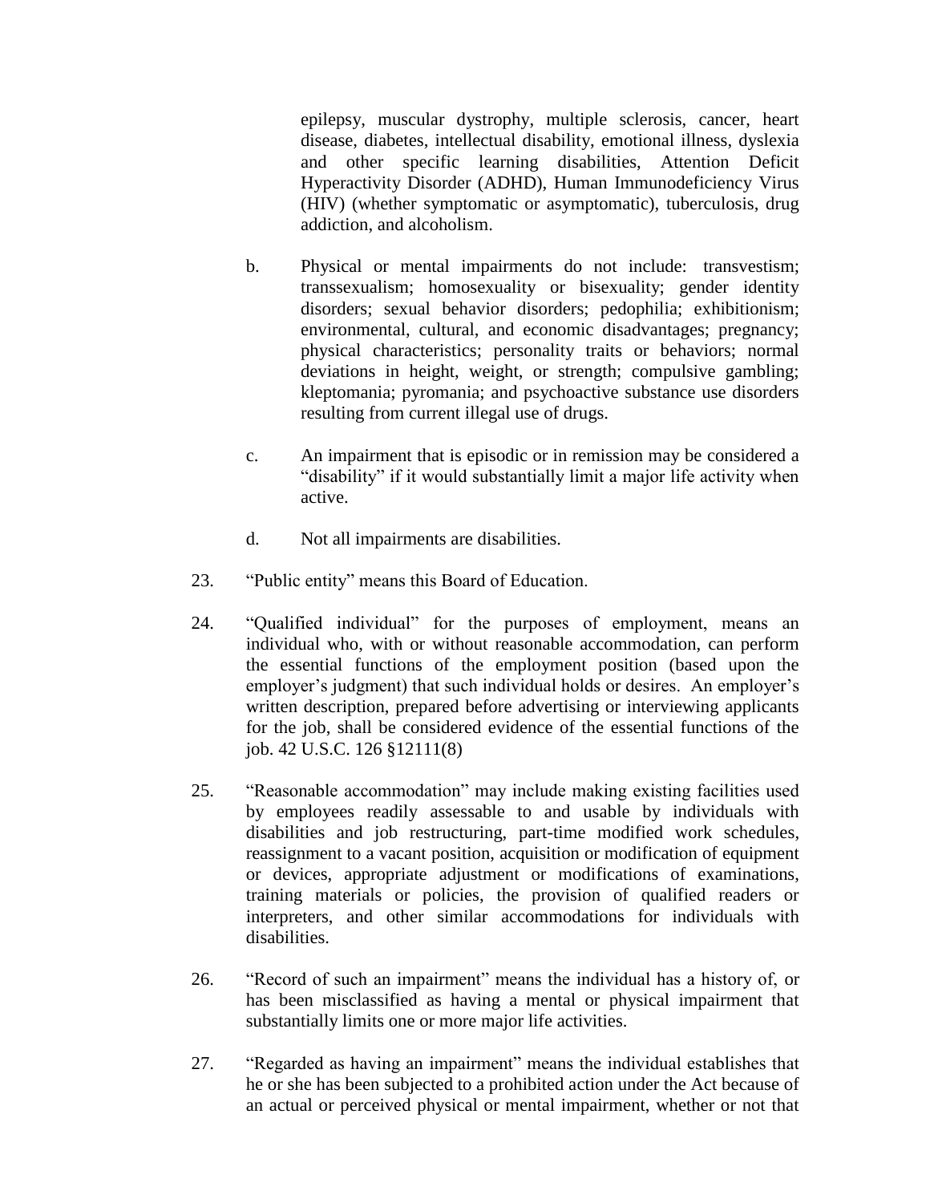epilepsy, muscular dystrophy, multiple sclerosis, cancer, heart disease, diabetes, intellectual disability, emotional illness, dyslexia and other specific learning disabilities, Attention Deficit Hyperactivity Disorder (ADHD), Human Immunodeficiency Virus (HIV) (whether symptomatic or asymptomatic), tuberculosis, drug addiction, and alcoholism.

b. Physical or mental impairments do not include: transvestism; transsexualism; homosexuality or bisexuality; gender identity disorders; sexual behavior disorders; pedophilia; exhibitionism; environmental, cultural, and economic disadvantages; pregnancy; physical characteristics; personality traits or behaviors; normal deviations in height, weight, or strength; compulsive gambling; kleptomania; pyromania; and psychoactive substance use disorders resulting from current illegal use of drugs.

c. An impairment that is episodic or in remission may be considered a "disability" if it would substantially limit a major life activity when active.

d. Not all impairments are disabilities.

23. "Public entity" means this Board of Education.

24. "Qualified individual" for the purposes of employment, means an individual who, with or without reasonable accommodation, can perform the essential functions of the employment position (based upon the employer's judgment) that such individual holds or desires. An employer's written description, prepared before advertising or interviewing applicants for the job, shall be considered evidence of the essential functions of the job. 42 U.S.C. 126 §12111(8)

25. "Reasonable accommodation" may include making existing facilities used by employees readily assessable to and usable by individuals with disabilities and job restructuring, part-time modified work schedules, reassignment to a vacant position, acquisition or modification of equipment or devices, appropriate adjustment or modifications of examinations, training materials or policies, the provision of qualified readers or interpreters, and other similar accommodations for individuals with disabilities.

26. "Record of such an impairment" means the individual has a history of, or has been misclassified as having a mental or physical impairment that substantially limits one or more major life activities.

27. "Regarded as having an impairment" means the individual establishes that he or she has been subjected to a prohibited action under the Act because of an actual or perceived physical or mental impairment, whether or not that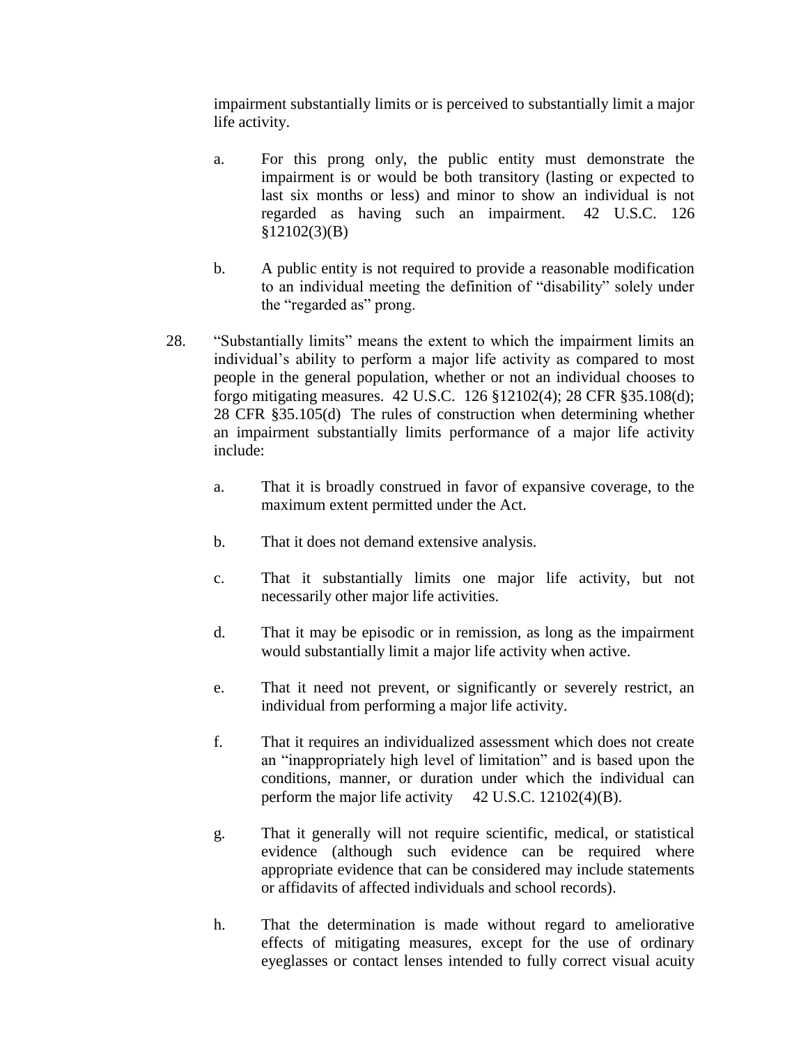impairment substantially limits or is perceived to substantially limit a major life activity.

a. For this prong only, the public entity must demonstrate the impairment is or would be both transitory (lasting or expected to last six months or less) and minor to show an individual is not regarded as having such an impairment. 42 U.S.C. 126 §12102(3)(B)

b. A public entity is not required to provide a reasonable modification to an individual meeting the definition of "disability" solely under the "regarded as" prong.

28. "Substantially limits" means the extent to which the impairment limits an individual's ability to perform a major life activity as compared to most people in the general population, whether or not an individual chooses to forgo mitigating measures. 42 U.S.C. 126 §12102(4); 28 CFR §35.108(d); 28 CFR §35.105(d) The rules of construction when determining whether an impairment substantially limits performance of a major life activity include:

a. That it is broadly construed in favor of expansive coverage, to the maximum extent permitted under the Act.

b. That it does not demand extensive analysis.

c. That it substantially limits one major life activity, but not necessarily other major life activities.

d. That it may be episodic or in remission, as long as the impairment would substantially limit a major life activity when active.

e. That it need not prevent, or significantly or severely restrict, an individual from performing a major life activity.

f. That it requires an individualized assessment which does not create an "inappropriately high level of limitation" and is based upon the conditions, manner, or duration under which the individual can perform the major life activity 42 U.S.C. 12102(4)(B).

g. That it generally will not require scientific, medical, or statistical evidence (although such evidence can be required where appropriate evidence that can be considered may include statements or affidavits of affected individuals and school records).

h. That the determination is made without regard to ameliorative effects of mitigating measures, except for the use of ordinary eyeglasses or contact lenses intended to fully correct visual acuity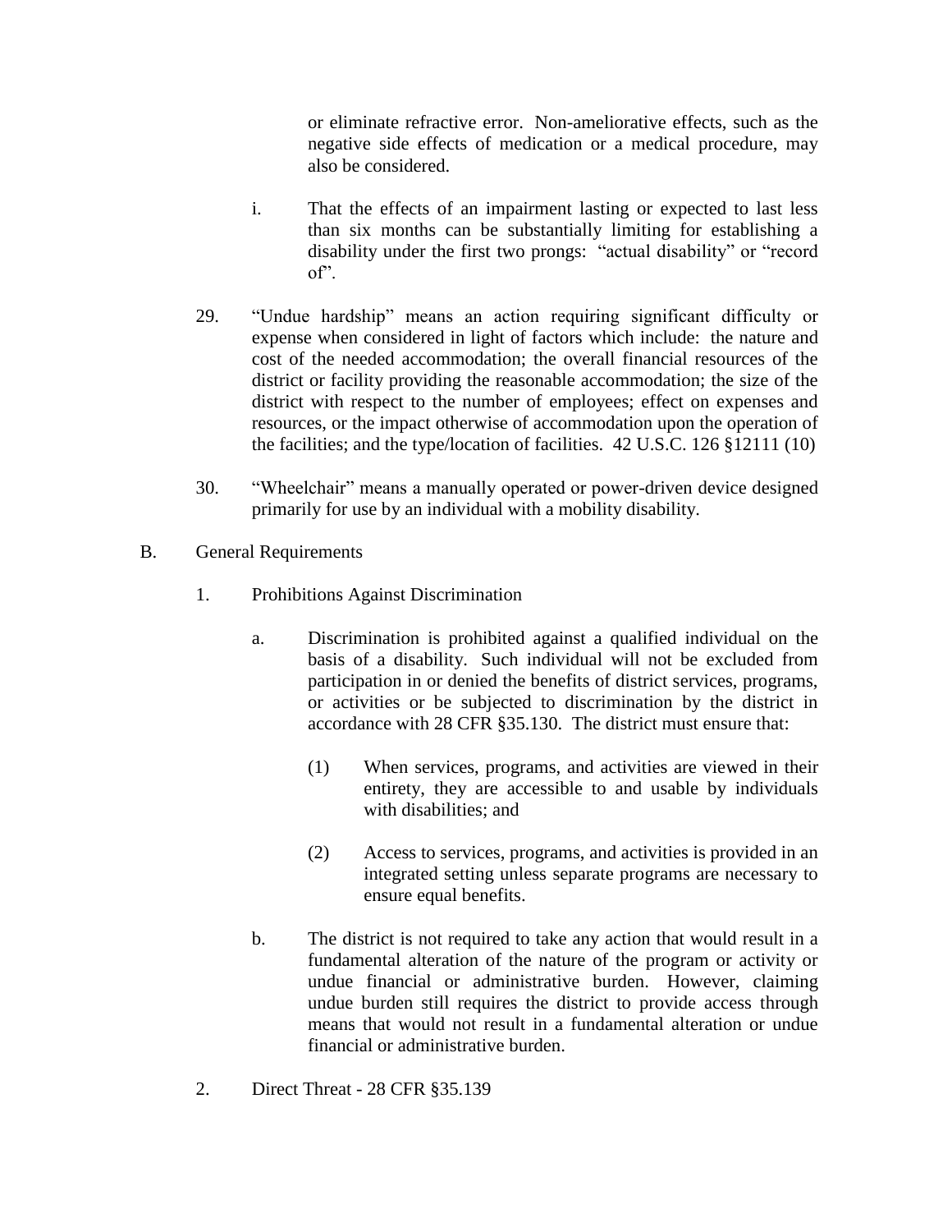or eliminate refractive error. Non-ameliorative effects, such as the negative side effects of medication or a medical procedure, may also be considered.

i. That the effects of an impairment lasting or expected to last less than six months can be substantially limiting for establishing a disability under the first two prongs: "actual disability" or "record of".

29. "Undue hardship" means an action requiring significant difficulty or expense when considered in light of factors which include: the nature and cost of the needed accommodation; the overall financial resources of the district or facility providing the reasonable accommodation; the size of the district with respect to the number of employees; effect on expenses and resources, or the impact otherwise of accommodation upon the operation of the facilities; and the type/location of facilities. 42 U.S.C. 126 §12111 (10)

30. "Wheelchair" means a manually operated or power-driven device designed primarily for use by an individual with a mobility disability.

B. General Requirements

1. Prohibitions Against Discrimination

a. Discrimination is prohibited against a qualified individual on the basis of a disability. Such individual will not be excluded from participation in or denied the benefits of district services, programs, or activities or be subjected to discrimination by the district in accordance with 28 CFR §35.130. The district must ensure that:

(1) When services, programs, and activities are viewed in their entirety, they are accessible to and usable by individuals with disabilities; and

(2) Access to services, programs, and activities is provided in an integrated setting unless separate programs are necessary to ensure equal benefits.

b. The district is not required to take any action that would result in a fundamental alteration of the nature of the program or activity or undue financial or administrative burden. However, claiming undue burden still requires the district to provide access through means that would not result in a fundamental alteration or undue financial or administrative burden.

2. Direct Threat - 28 CFR §35.139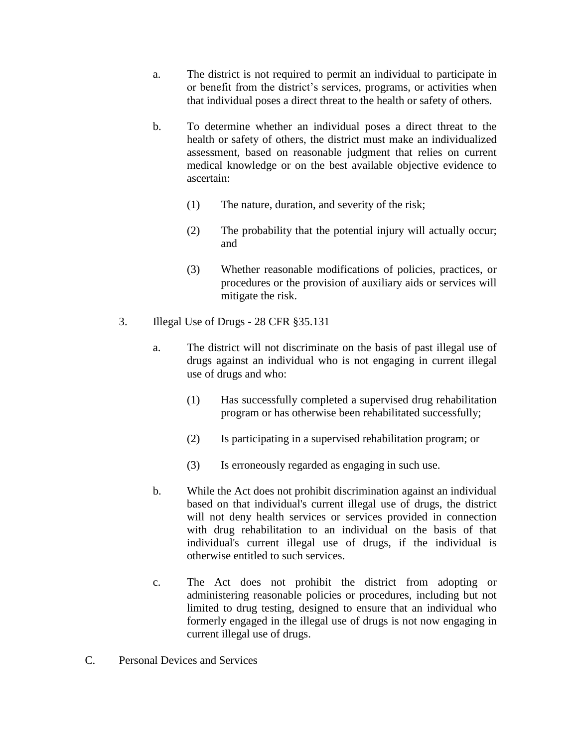a. The district is not required to permit an individual to participate in or benefit from the district's services, programs, or activities when that individual poses a direct threat to the health or safety of others.

b. To determine whether an individual poses a direct threat to the health or safety of others, the district must make an individualized assessment, based on reasonable judgment that relies on current medical knowledge or on the best available objective evidence to ascertain:

   (1) The nature, duration, and severity of the risk;

   (2) The probability that the potential injury will actually occur; and

   (3) Whether reasonable modifications of policies, practices, or procedures or the provision of auxiliary aids or services will mitigate the risk.

3. Illegal Use of Drugs - 28 CFR §35.131

   a. The district will not discriminate on the basis of past illegal use of drugs against an individual who is not engaging in current illegal use of drugs and who:

      (1) Has successfully completed a supervised drug rehabilitation program or has otherwise been rehabilitated successfully;

      (2) Is participating in a supervised rehabilitation program; or

      (3) Is erroneously regarded as engaging in such use.

   b. While the Act does not prohibit discrimination against an individual based on that individual's current illegal use of drugs, the district will not deny health services or services provided in connection with drug rehabilitation to an individual on the basis of that individual's current illegal use of drugs, if the individual is otherwise entitled to such services.

   c. The Act does not prohibit the district from adopting or administering reasonable policies or procedures, including but not limited to drug testing, designed to ensure that an individual who formerly engaged in the illegal use of drugs is not now engaging in current illegal use of drugs.

C. Personal Devices and Services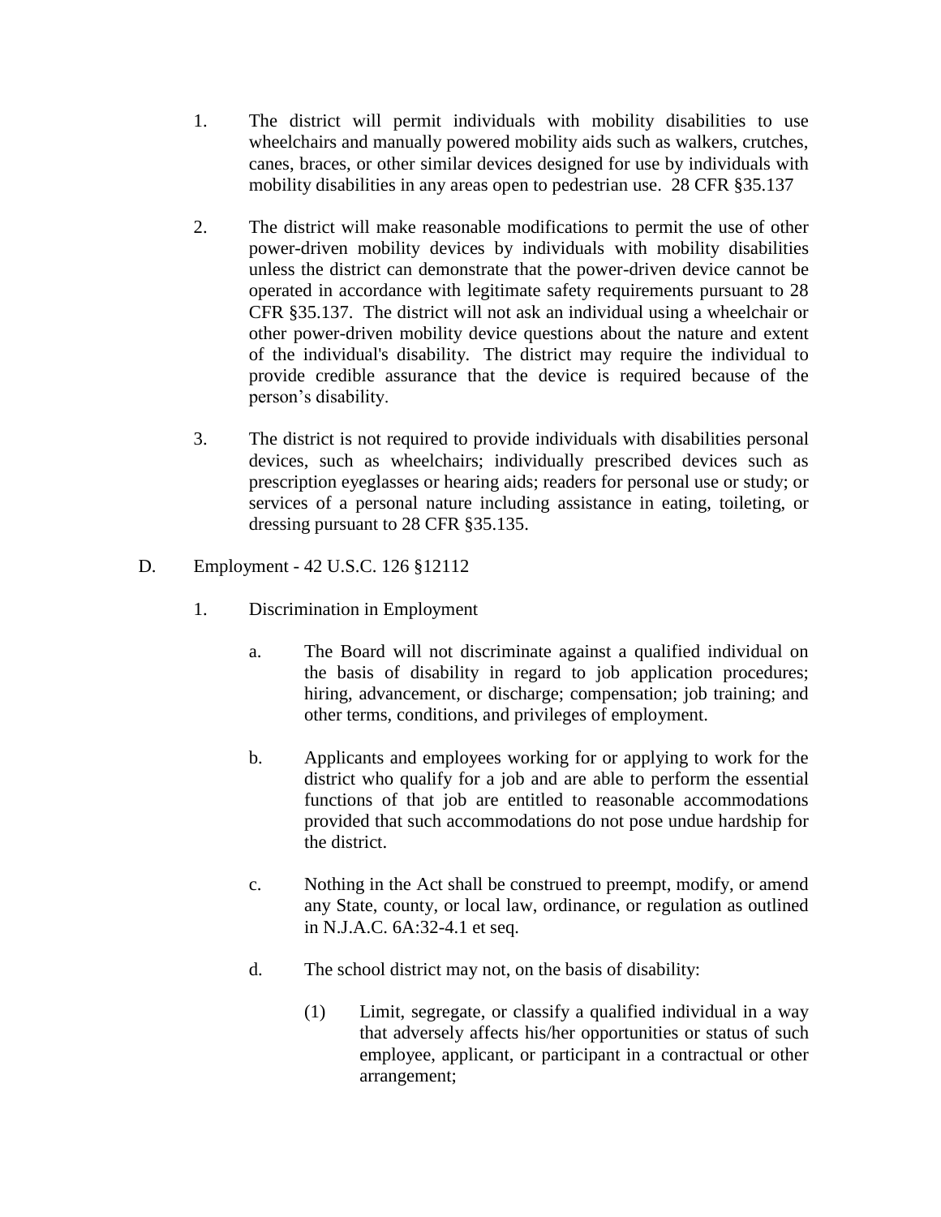1. The district will permit individuals with mobility disabilities to use wheelchairs and manually powered mobility aids such as walkers, crutches, canes, braces, or other similar devices designed for use by individuals with mobility disabilities in any areas open to pedestrian use. 28 CFR §35.137

2. The district will make reasonable modifications to permit the use of other power-driven mobility devices by individuals with mobility disabilities unless the district can demonstrate that the power-driven device cannot be operated in accordance with legitimate safety requirements pursuant to 28 CFR §35.137. The district will not ask an individual using a wheelchair or other power-driven mobility device questions about the nature and extent of the individual's disability. The district may require the individual to provide credible assurance that the device is required because of the person's disability.

3. The district is not required to provide individuals with disabilities personal devices, such as wheelchairs; individually prescribed devices such as prescription eyeglasses or hearing aids; readers for personal use or study; or services of a personal nature including assistance in eating, toileting, or dressing pursuant to 28 CFR §35.135.

D. Employment - 42 U.S.C. 126 §12112

1. Discrimination in Employment

a. The Board will not discriminate against a qualified individual on the basis of disability in regard to job application procedures; hiring, advancement, or discharge; compensation; job training; and other terms, conditions, and privileges of employment.

b. Applicants and employees working for or applying to work for the district who qualify for a job and are able to perform the essential functions of that job are entitled to reasonable accommodations provided that such accommodations do not pose undue hardship for the district.

c. Nothing in the Act shall be construed to preempt, modify, or amend any State, county, or local law, ordinance, or regulation as outlined in N.J.A.C. 6A:32-4.1 et seq.

d. The school district may not, on the basis of disability:

(1) Limit, segregate, or classify a qualified individual in a way that adversely affects his/her opportunities or status of such employee, applicant, or participant in a contractual or other arrangement;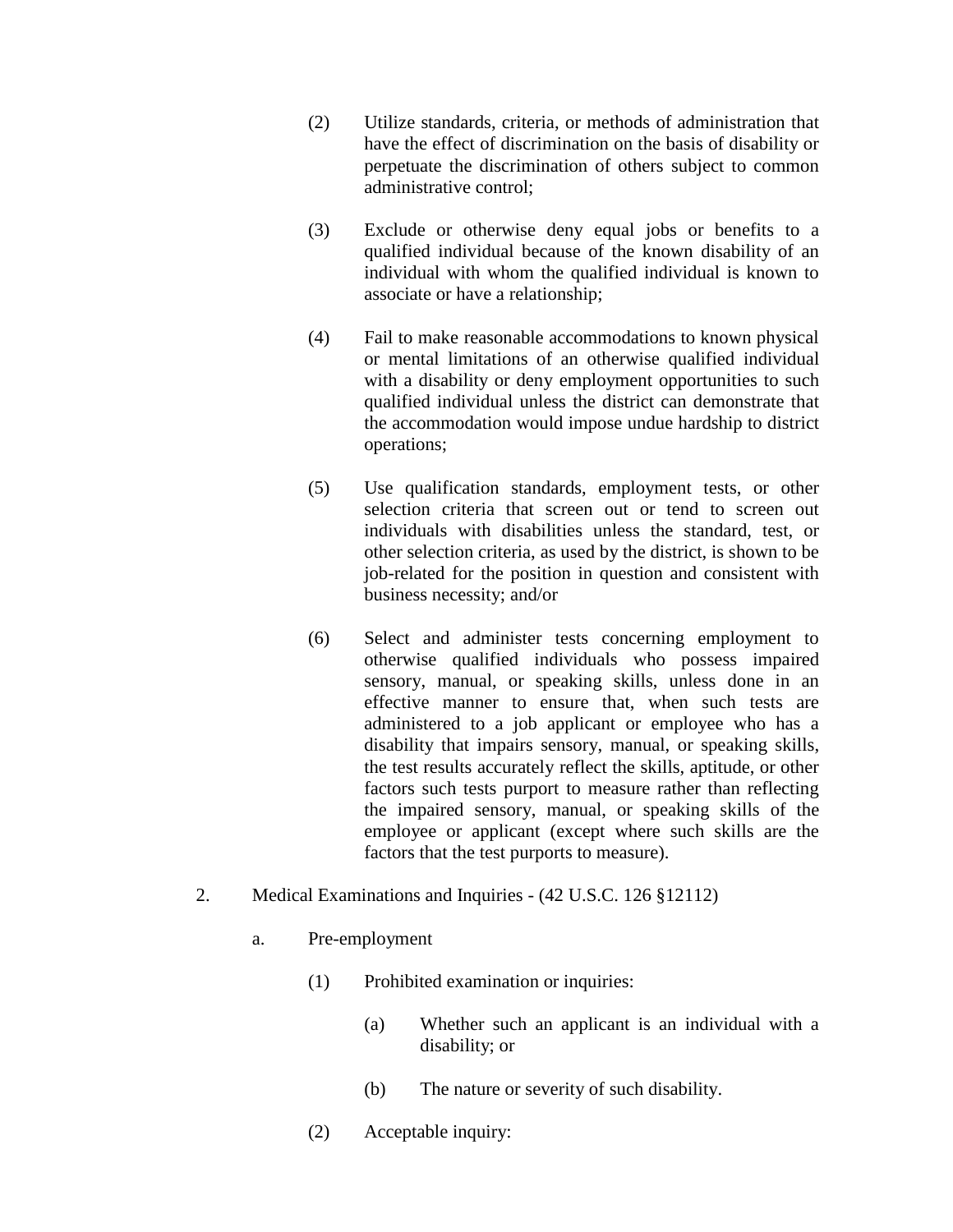(2) Utilize standards, criteria, or methods of administration that have the effect of discrimination on the basis of disability or perpetuate the discrimination of others subject to common administrative control;

(3) Exclude or otherwise deny equal jobs or benefits to a qualified individual because of the known disability of an individual with whom the qualified individual is known to associate or have a relationship;

(4) Fail to make reasonable accommodations to known physical or mental limitations of an otherwise qualified individual with a disability or deny employment opportunities to such qualified individual unless the district can demonstrate that the accommodation would impose undue hardship to district operations;

(5) Use qualification standards, employment tests, or other selection criteria that screen out or tend to screen out individuals with disabilities unless the standard, test, or other selection criteria, as used by the district, is shown to be job-related for the position in question and consistent with business necessity; and/or

(6) Select and administer tests concerning employment to otherwise qualified individuals who possess impaired sensory, manual, or speaking skills, unless done in an effective manner to ensure that, when such tests are administered to a job applicant or employee who has a disability that impairs sensory, manual, or speaking skills, the test results accurately reflect the skills, aptitude, or other factors such tests purport to measure rather than reflecting the impaired sensory, manual, or speaking skills of the employee or applicant (except where such skills are the factors that the test purports to measure).

2. Medical Examinations and Inquiries - (42 U.S.C. 126 §12112)

a. Pre-employment

(1) Prohibited examination or inquiries:

(a) Whether such an applicant is an individual with a disability; or

(b) The nature or severity of such disability.

(2) Acceptable inquiry: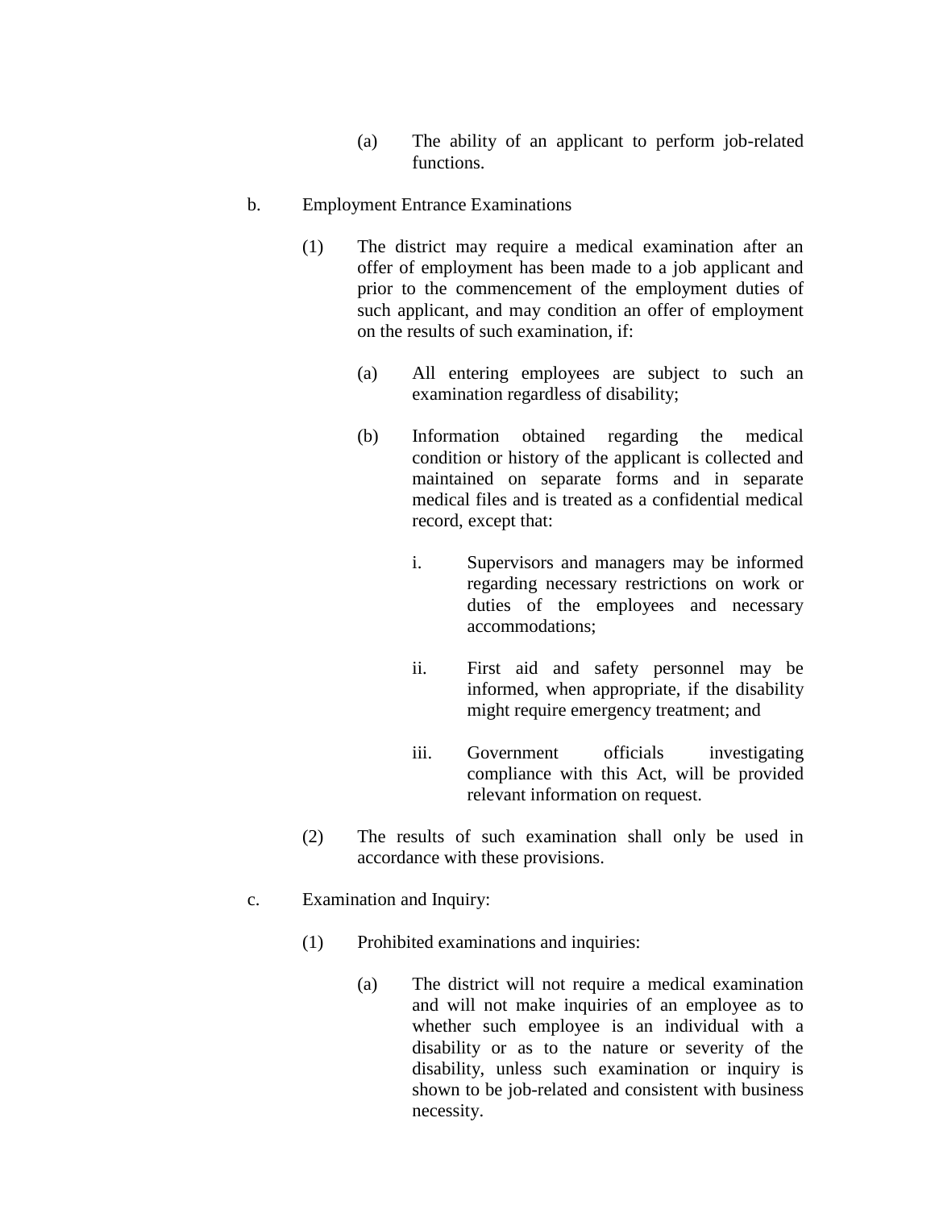(a) The ability of an applicant to perform job-related functions.

b. Employment Entrance Examinations

(1) The district may require a medical examination after an offer of employment has been made to a job applicant and prior to the commencement of the employment duties of such applicant, and may condition an offer of employment on the results of such examination, if:

(a) All entering employees are subject to such an examination regardless of disability;

(b) Information obtained regarding the medical condition or history of the applicant is collected and maintained on separate forms and in separate medical files and is treated as a confidential medical record, except that:

i. Supervisors and managers may be informed regarding necessary restrictions on work or duties of the employees and necessary accommodations;

ii. First aid and safety personnel may be informed, when appropriate, if the disability might require emergency treatment; and

iii. Government officials investigating compliance with this Act, will be provided relevant information on request.

(2) The results of such examination shall only be used in accordance with these provisions.

c. Examination and Inquiry:

(1) Prohibited examinations and inquiries:

(a) The district will not require a medical examination and will not make inquiries of an employee as to whether such employee is an individual with a disability or as to the nature or severity of the disability, unless such examination or inquiry is shown to be job-related and consistent with business necessity.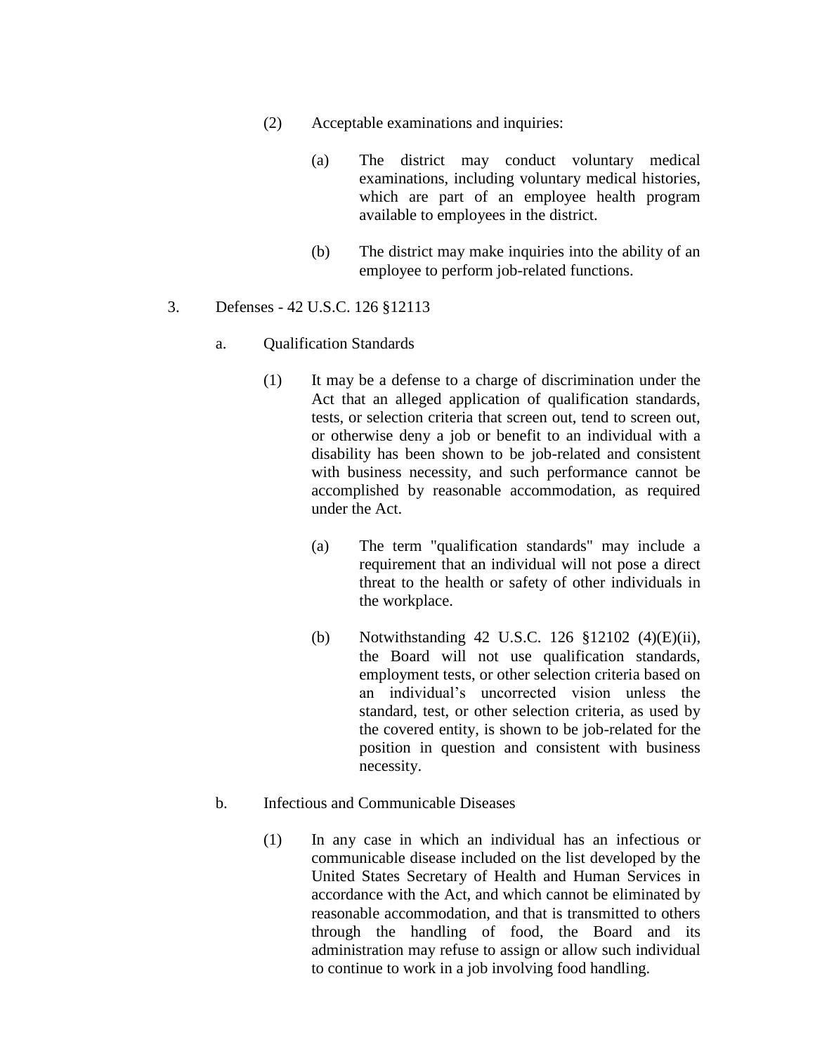(2) Acceptable examinations and inquiries:

   (a) The district may conduct voluntary medical examinations, including voluntary medical histories, which are part of an employee health program available to employees in the district.

   (b) The district may make inquiries into the ability of an employee to perform job-related functions.

3. Defenses - 42 U.S.C. 126 §12113

   a. Qualification Standards

      (1) It may be a defense to a charge of discrimination under the Act that an alleged application of qualification standards, tests, or selection criteria that screen out, tend to screen out, or otherwise deny a job or benefit to an individual with a disability has been shown to be job-related and consistent with business necessity, and such performance cannot be accomplished by reasonable accommodation, as required under the Act.

         (a) The term "qualification standards" may include a requirement that an individual will not pose a direct threat to the health or safety of other individuals in the workplace.

         (b) Notwithstanding 42 U.S.C. 126 §12102 (4)(E)(ii), the Board will not use qualification standards, employment tests, or other selection criteria based on an individual's uncorrected vision unless the standard, test, or other selection criteria, as used by the covered entity, is shown to be job-related for the position in question and consistent with business necessity.

   b. Infectious and Communicable Diseases

      (1) In any case in which an individual has an infectious or communicable disease included on the list developed by the United States Secretary of Health and Human Services in accordance with the Act, and which cannot be eliminated by reasonable accommodation, and that is transmitted to others through the handling of food, the Board and its administration may refuse to assign or allow such individual to continue to work in a job involving food handling.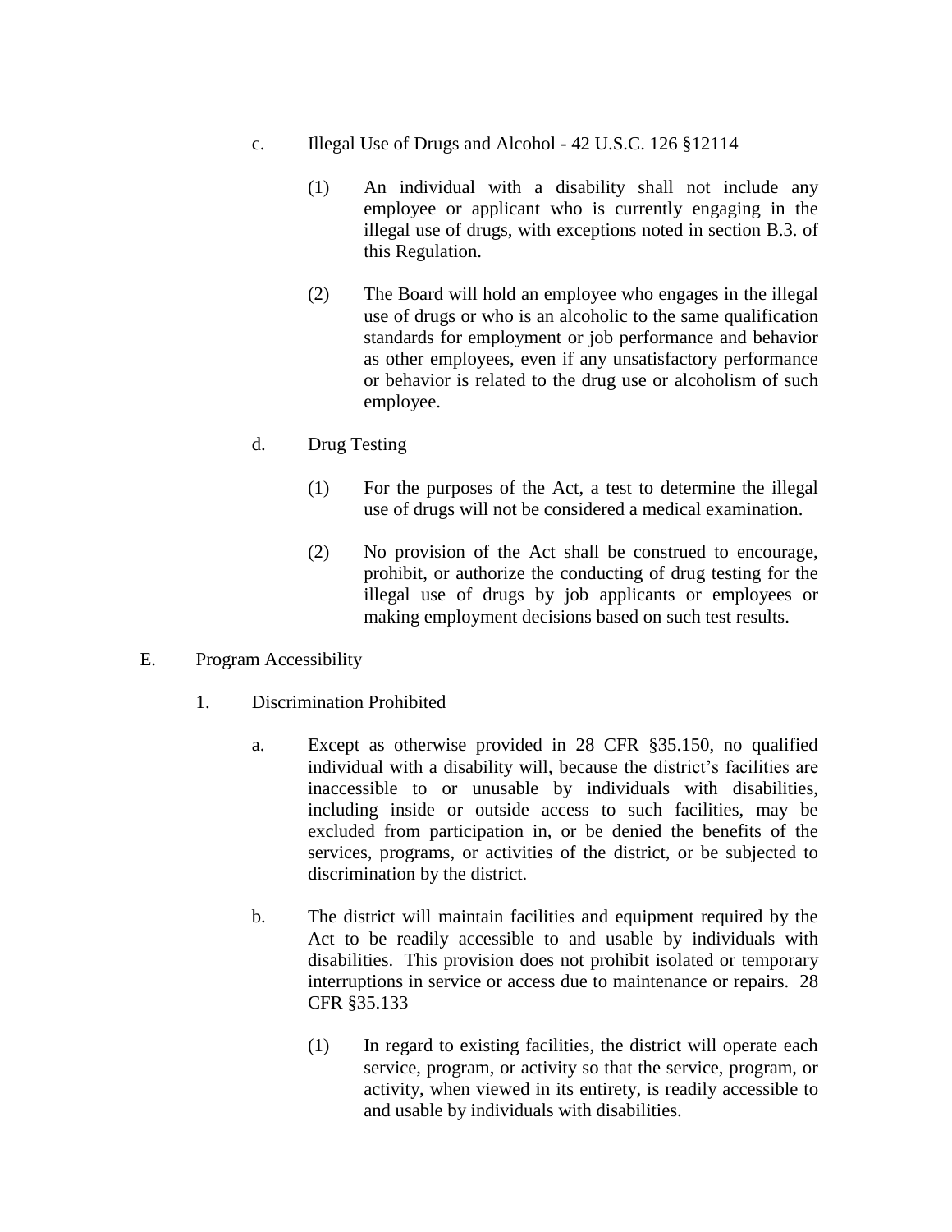c. Illegal Use of Drugs and Alcohol - 42 U.S.C. 126 §12114

(1) An individual with a disability shall not include any employee or applicant who is currently engaging in the illegal use of drugs, with exceptions noted in section B.3. of this Regulation.

(2) The Board will hold an employee who engages in the illegal use of drugs or who is an alcoholic to the same qualification standards for employment or job performance and behavior as other employees, even if any unsatisfactory performance or behavior is related to the drug use or alcoholism of such employee.

d. Drug Testing

(1) For the purposes of the Act, a test to determine the illegal use of drugs will not be considered a medical examination.

(2) No provision of the Act shall be construed to encourage, prohibit, or authorize the conducting of drug testing for the illegal use of drugs by job applicants or employees or making employment decisions based on such test results.

E. Program Accessibility

1. Discrimination Prohibited

a. Except as otherwise provided in 28 CFR §35.150, no qualified individual with a disability will, because the district's facilities are inaccessible to or unusable by individuals with disabilities, including inside or outside access to such facilities, may be excluded from participation in, or be denied the benefits of the services, programs, or activities of the district, or be subjected to discrimination by the district.

b. The district will maintain facilities and equipment required by the Act to be readily accessible to and usable by individuals with disabilities. This provision does not prohibit isolated or temporary interruptions in service or access due to maintenance or repairs. 28 CFR §35.133

(1) In regard to existing facilities, the district will operate each service, program, or activity so that the service, program, or activity, when viewed in its entirety, is readily accessible to and usable by individuals with disabilities.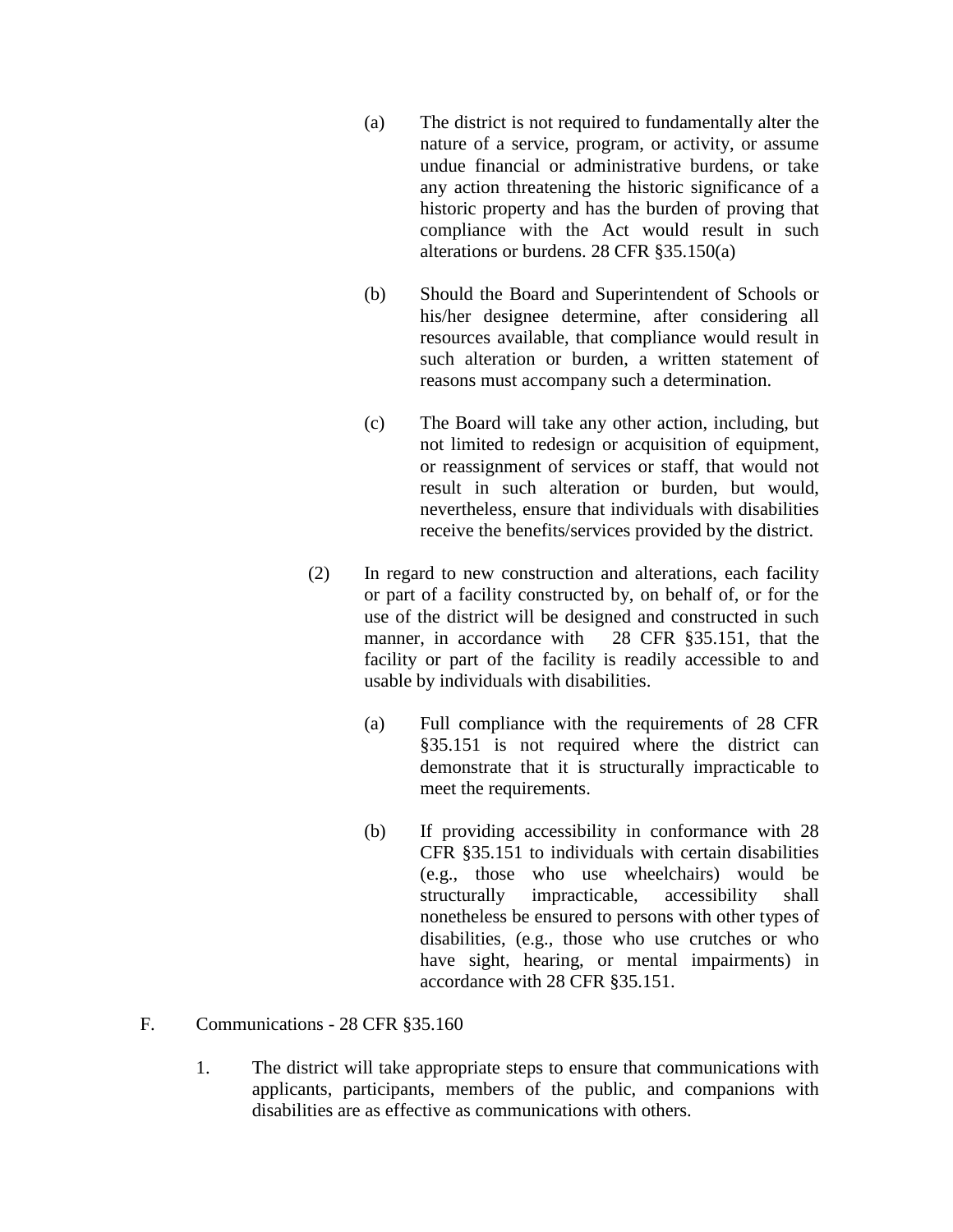(a) The district is not required to fundamentally alter the nature of a service, program, or activity, or assume undue financial or administrative burdens, or take any action threatening the historic significance of a historic property and has the burden of proving that compliance with the Act would result in such alterations or burdens. 28 CFR §35.150(a)

(b) Should the Board and Superintendent of Schools or his/her designee determine, after considering all resources available, that compliance would result in such alteration or burden, a written statement of reasons must accompany such a determination.

(c) The Board will take any other action, including, but not limited to redesign or acquisition of equipment, or reassignment of services or staff, that would not result in such alteration or burden, but would, nevertheless, ensure that individuals with disabilities receive the benefits/services provided by the district.

(2) In regard to new construction and alterations, each facility or part of a facility constructed by, on behalf of, or for the use of the district will be designed and constructed in such manner, in accordance with 28 CFR §35.151, that the facility or part of the facility is readily accessible to and usable by individuals with disabilities.

(a) Full compliance with the requirements of 28 CFR §35.151 is not required where the district can demonstrate that it is structurally impracticable to meet the requirements.

(b) If providing accessibility in conformance with 28 CFR §35.151 to individuals with certain disabilities (e.g., those who use wheelchairs) would be structurally impracticable, accessibility shall nonetheless be ensured to persons with other types of disabilities, (e.g., those who use crutches or who have sight, hearing, or mental impairments) in accordance with 28 CFR §35.151.

F. Communications - 28 CFR §35.160

1. The district will take appropriate steps to ensure that communications with applicants, participants, members of the public, and companions with disabilities are as effective as communications with others.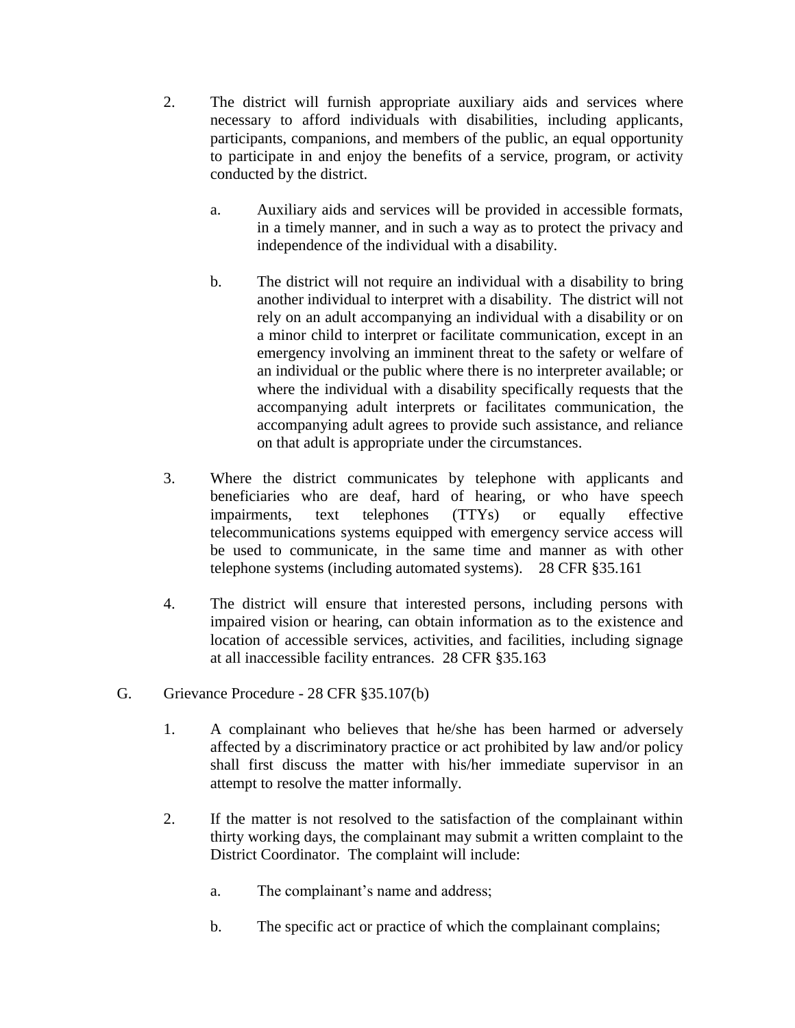2. The district will furnish appropriate auxiliary aids and services where necessary to afford individuals with disabilities, including applicants, participants, companions, and members of the public, an equal opportunity to participate in and enjoy the benefits of a service, program, or activity conducted by the district.

   a. Auxiliary aids and services will be provided in accessible formats, in a timely manner, and in such a way as to protect the privacy and independence of the individual with a disability.

   b. The district will not require an individual with a disability to bring another individual to interpret with a disability. The district will not rely on an adult accompanying an individual with a disability or on a minor child to interpret or facilitate communication, except in an emergency involving an imminent threat to the safety or welfare of an individual or the public where there is no interpreter available; or where the individual with a disability specifically requests that the accompanying adult interprets or facilitates communication, the accompanying adult agrees to provide such assistance, and reliance on that adult is appropriate under the circumstances.

3. Where the district communicates by telephone with applicants and beneficiaries who are deaf, hard of hearing, or who have speech impairments, text telephones (TTYs) or equally effective telecommunications systems equipped with emergency service access will be used to communicate, in the same time and manner as with other telephone systems (including automated systems). 28 CFR §35.161

4. The district will ensure that interested persons, including persons with impaired vision or hearing, can obtain information as to the existence and location of accessible services, activities, and facilities, including signage at all inaccessible facility entrances. 28 CFR §35.163

G. Grievance Procedure - 28 CFR §35.107(b)

1. A complainant who believes that he/she has been harmed or adversely affected by a discriminatory practice or act prohibited by law and/or policy shall first discuss the matter with his/her immediate supervisor in an attempt to resolve the matter informally.

2. If the matter is not resolved to the satisfaction of the complainant within thirty working days, the complainant may submit a written complaint to the District Coordinator. The complaint will include:

   a. The complainant's name and address;

   b. The specific act or practice of which the complainant complains;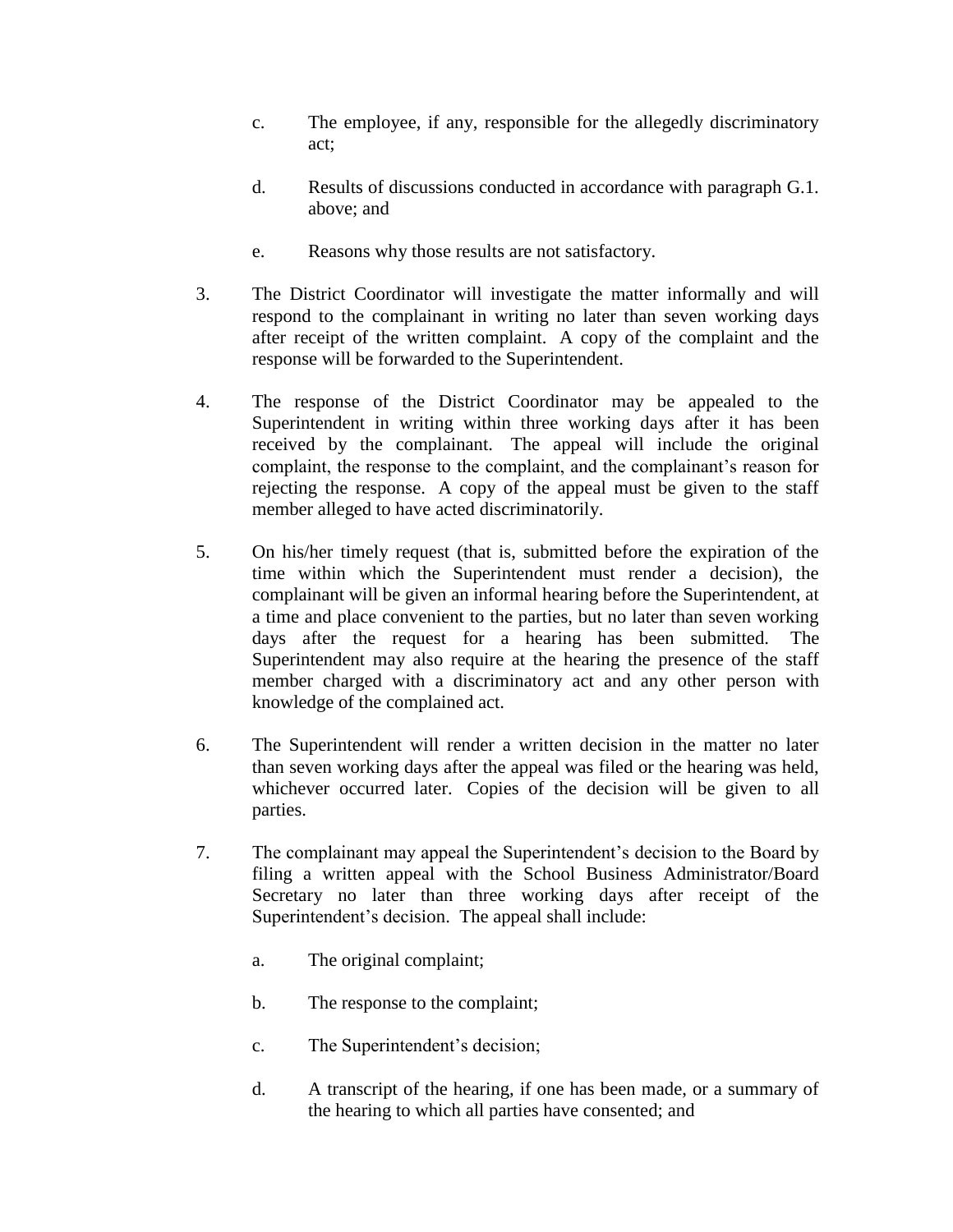c. The employee, if any, responsible for the allegedly discriminatory act;

   d. Results of discussions conducted in accordance with paragraph G.1. above; and

   e. Reasons why those results are not satisfactory.

3. The District Coordinator will investigate the matter informally and will respond to the complainant in writing no later than seven working days after receipt of the written complaint. A copy of the complaint and the response will be forwarded to the Superintendent.

4. The response of the District Coordinator may be appealed to the Superintendent in writing within three working days after it has been received by the complainant. The appeal will include the original complaint, the response to the complaint, and the complainant's reason for rejecting the response. A copy of the appeal must be given to the staff member alleged to have acted discriminatorily.

5. On his/her timely request (that is, submitted before the expiration of the time within which the Superintendent must render a decision), the complainant will be given an informal hearing before the Superintendent, at a time and place convenient to the parties, but no later than seven working days after the request for a hearing has been submitted. The Superintendent may also require at the hearing the presence of the staff member charged with a discriminatory act and any other person with knowledge of the complained act.

6. The Superintendent will render a written decision in the matter no later than seven working days after the appeal was filed or the hearing was held, whichever occurred later. Copies of the decision will be given to all parties.

7. The complainant may appeal the Superintendent's decision to the Board by filing a written appeal with the School Business Administrator/Board Secretary no later than three working days after receipt of the Superintendent's decision. The appeal shall include:

   a. The original complaint;

   b. The response to the complaint;

   c. The Superintendent's decision;

   d. A transcript of the hearing, if one has been made, or a summary of the hearing to which all parties have consented; and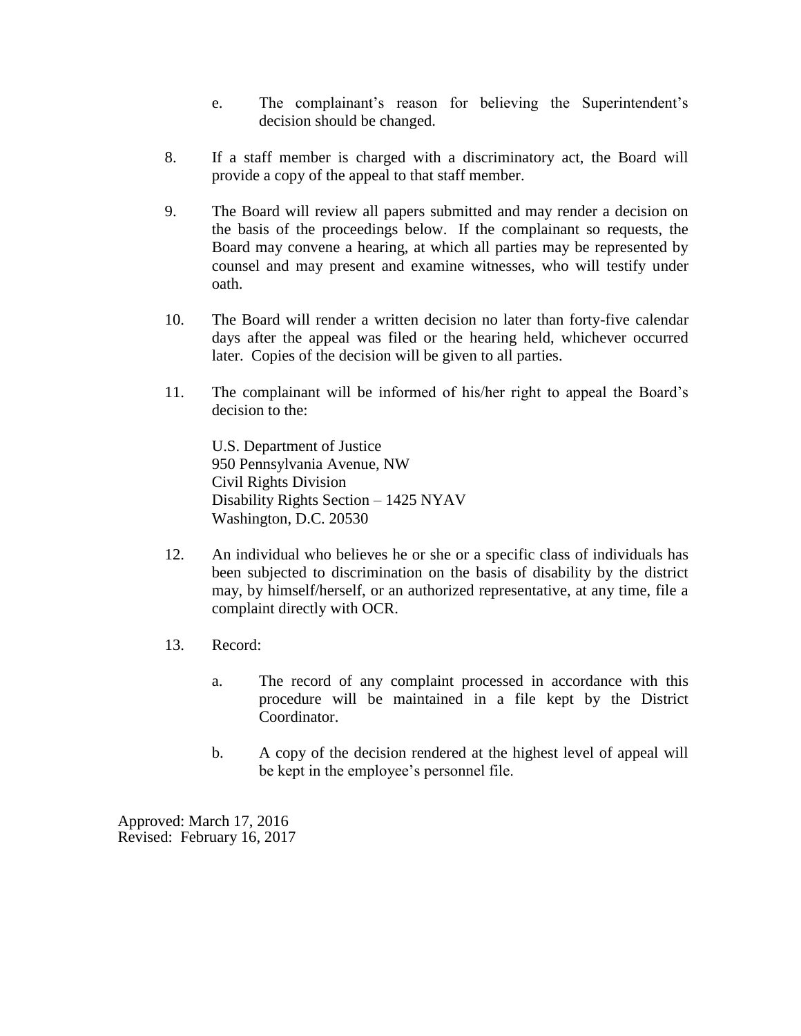e. The complainant's reason for believing the Superintendent's decision should be changed.

8. If a staff member is charged with a discriminatory act, the Board will provide a copy of the appeal to that staff member.

9. The Board will review all papers submitted and may render a decision on the basis of the proceedings below. If the complainant so requests, the Board may convene a hearing, at which all parties may be represented by counsel and may present and examine witnesses, who will testify under oath.

10. The Board will render a written decision no later than forty-five calendar days after the appeal was filed or the hearing held, whichever occurred later. Copies of the decision will be given to all parties.

11. The complainant will be informed of his/her right to appeal the Board's decision to the:

    U.S. Department of Justice
    950 Pennsylvania Avenue, NW
    Civil Rights Division
    Disability Rights Section – 1425 NYAV
    Washington, D.C. 20530

12. An individual who believes he or she or a specific class of individuals has been subjected to discrimination on the basis of disability by the district may, by himself/herself, or an authorized representative, at any time, file a complaint directly with OCR.

13. Record:

    a. The record of any complaint processed in accordance with this procedure will be maintained in a file kept by the District Coordinator.

    b. A copy of the decision rendered at the highest level of appeal will be kept in the employee's personnel file.

Approved: March 17, 2016
Revised: February 16, 2017